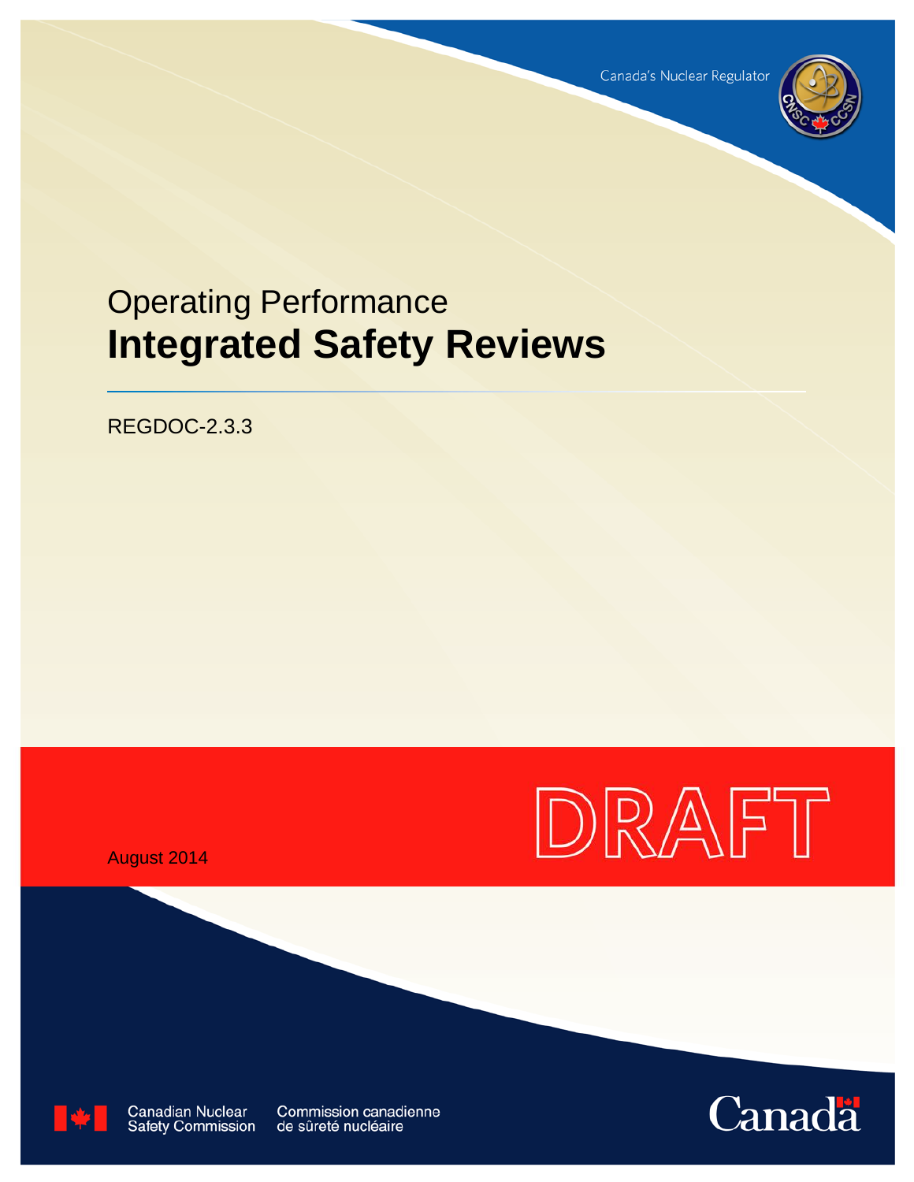Canada's Nuclear Regulator

Operating Performance

# Integrated Safety Reviews

REGDOC-2.3.3

DRAFT

August 2014

Canadian Nuclear Safety Commission

Commission canadienne de sûreté nucléaire

Canada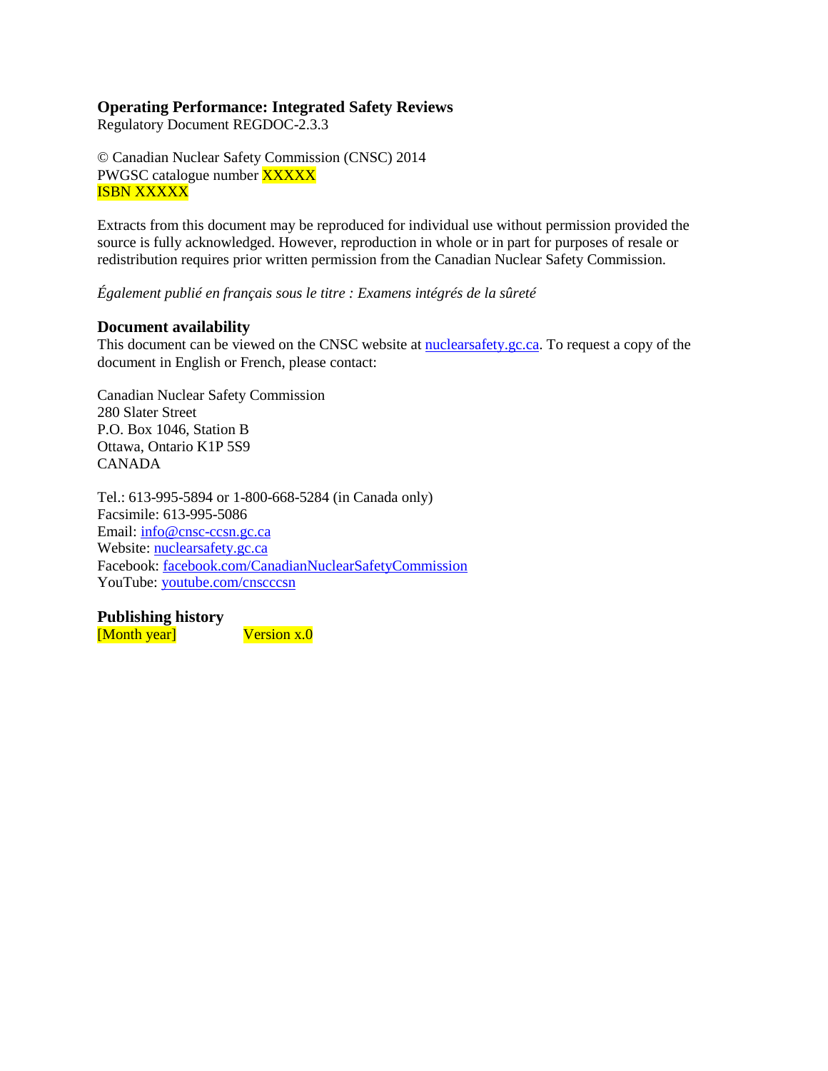**Operating Performance: Integrated Safety Reviews**
Regulatory Document REGDOC-2.3.3

© Canadian Nuclear Safety Commission (CNSC) 2014
PWGSC catalogue number XXXXX
ISBN XXXXX

Extracts from this document may be reproduced for individual use without permission provided the source is fully acknowledged. However, reproduction in whole or in part for purposes of resale or redistribution requires prior written permission from the Canadian Nuclear Safety Commission.

*Également publié en français sous le titre : Examens intégrés de la sûreté*

## Document availability

This document can be viewed on the CNSC website at nuclearsafety.gc.ca. To request a copy of the document in English or French, please contact:

Canadian Nuclear Safety Commission
280 Slater Street
P.O. Box 1046, Station B
Ottawa, Ontario K1P 5S9
CANADA

Tel.: 613-995-5894 or 1-800-668-5284 (in Canada only)
Facsimile: 613-995-5086
Email: info@cnsc-ccsn.gc.ca
Website: nuclearsafety.gc.ca
Facebook: facebook.com/CanadianNuclearSafetyCommission
YouTube: youtube.com/cnscccsn

## Publishing history

[Month year] Version x.0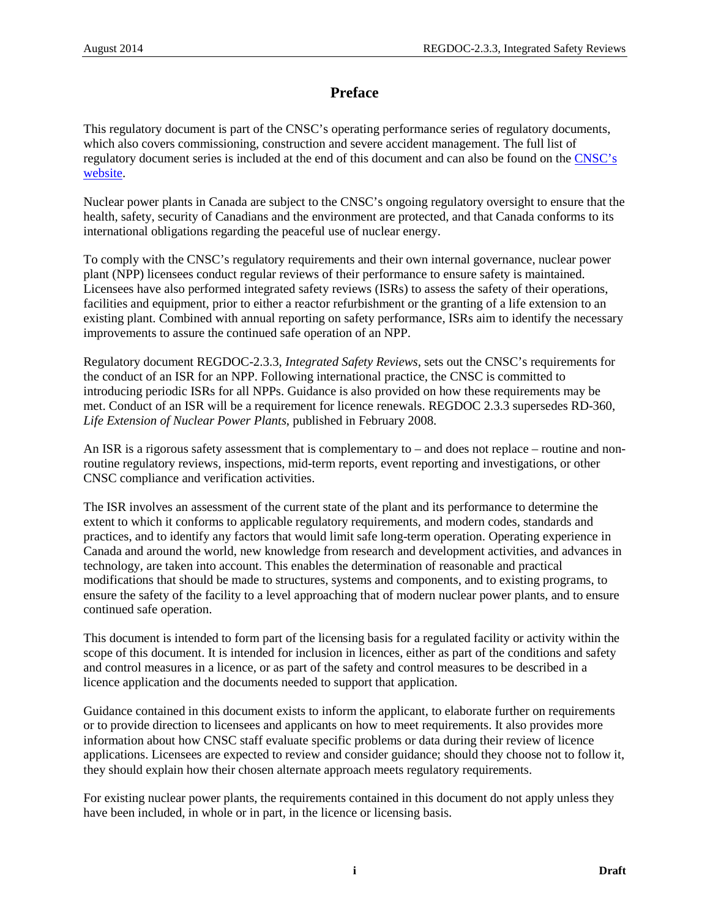# Preface

This regulatory document is part of the CNSC's operating performance series of regulatory documents, which also covers commissioning, construction and severe accident management. The full list of regulatory document series is included at the end of this document and can also be found on the [CNSC's website](#).

Nuclear power plants in Canada are subject to the CNSC's ongoing regulatory oversight to ensure that the health, safety, security of Canadians and the environment are protected, and that Canada conforms to its international obligations regarding the peaceful use of nuclear energy.

To comply with the CNSC's regulatory requirements and their own internal governance, nuclear power plant (NPP) licensees conduct regular reviews of their performance to ensure safety is maintained. Licensees have also performed integrated safety reviews (ISRs) to assess the safety of their operations, facilities and equipment, prior to either a reactor refurbishment or the granting of a life extension to an existing plant. Combined with annual reporting on safety performance, ISRs aim to identify the necessary improvements to assure the continued safe operation of an NPP.

Regulatory document REGDOC-2.3.3, *Integrated Safety Reviews*, sets out the CNSC's requirements for the conduct of an ISR for an NPP. Following international practice, the CNSC is committed to introducing periodic ISRs for all NPPs. Guidance is also provided on how these requirements may be met. Conduct of an ISR will be a requirement for licence renewals. REGDOC 2.3.3 supersedes RD-360, *Life Extension of Nuclear Power Plants*, published in February 2008.

An ISR is a rigorous safety assessment that is complementary to – and does not replace – routine and non-routine regulatory reviews, inspections, mid-term reports, event reporting and investigations, or other CNSC compliance and verification activities.

The ISR involves an assessment of the current state of the plant and its performance to determine the extent to which it conforms to applicable regulatory requirements, and modern codes, standards and practices, and to identify any factors that would limit safe long-term operation. Operating experience in Canada and around the world, new knowledge from research and development activities, and advances in technology, are taken into account. This enables the determination of reasonable and practical modifications that should be made to structures, systems and components, and to existing programs, to ensure the safety of the facility to a level approaching that of modern nuclear power plants, and to ensure continued safe operation.

This document is intended to form part of the licensing basis for a regulated facility or activity within the scope of this document. It is intended for inclusion in licences, either as part of the conditions and safety and control measures in a licence, or as part of the safety and control measures to be described in a licence application and the documents needed to support that application.

Guidance contained in this document exists to inform the applicant, to elaborate further on requirements or to provide direction to licensees and applicants on how to meet requirements. It also provides more information about how CNSC staff evaluate specific problems or data during their review of licence applications. Licensees are expected to review and consider guidance; should they choose not to follow it, they should explain how their chosen alternate approach meets regulatory requirements.

For existing nuclear power plants, the requirements contained in this document do not apply unless they have been included, in whole or in part, in the licence or licensing basis.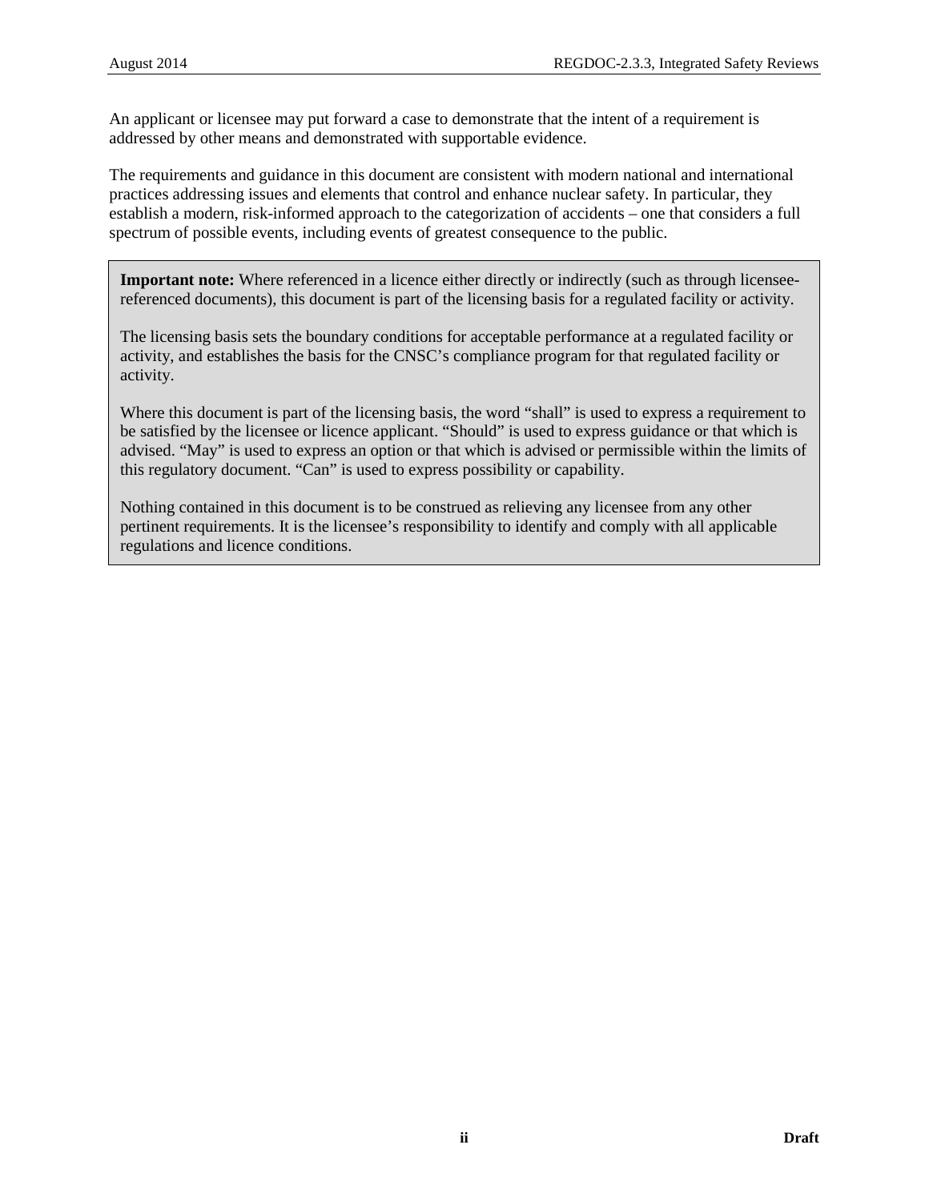An applicant or licensee may put forward a case to demonstrate that the intent of a requirement is addressed by other means and demonstrated with supportable evidence.

The requirements and guidance in this document are consistent with modern national and international practices addressing issues and elements that control and enhance nuclear safety. In particular, they establish a modern, risk-informed approach to the categorization of accidents – one that considers a full spectrum of possible events, including events of greatest consequence to the public.

> **Important note:** Where referenced in a licence either directly or indirectly (such as through licensee-referenced documents), this document is part of the licensing basis for a regulated facility or activity.
>
> The licensing basis sets the boundary conditions for acceptable performance at a regulated facility or activity, and establishes the basis for the CNSC's compliance program for that regulated facility or activity.
>
> Where this document is part of the licensing basis, the word "shall" is used to express a requirement to be satisfied by the licensee or licence applicant. "Should" is used to express guidance or that which is advised. "May" is used to express an option or that which is advised or permissible within the limits of this regulatory document. "Can" is used to express possibility or capability.
>
> Nothing contained in this document is to be construed as relieving any licensee from any other pertinent requirements. It is the licensee's responsibility to identify and comply with all applicable regulations and licence conditions.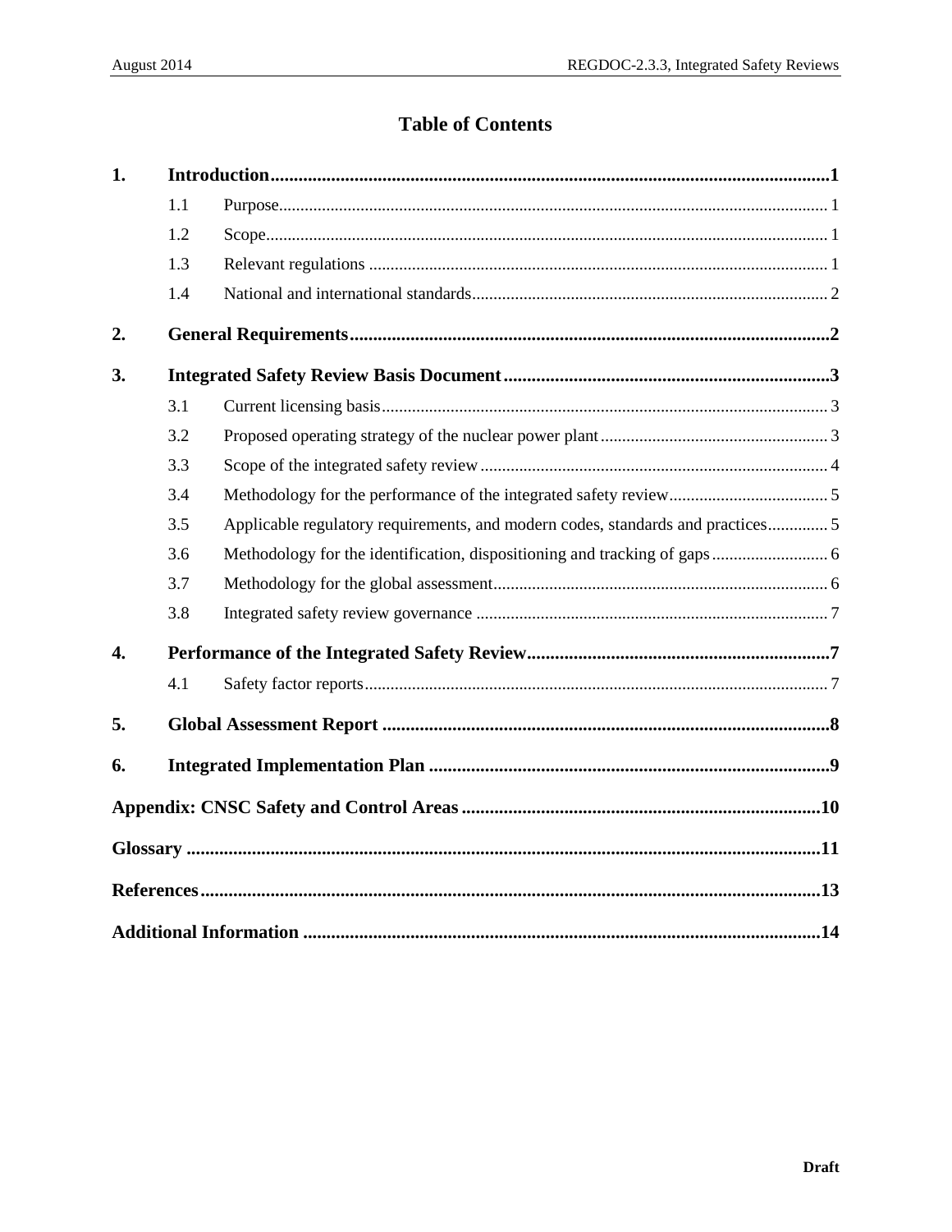# Table of Contents

| | | |
|---|---|---|
| **1.** | **Introduction** | **1** |
| 1.1 | Purpose | 1 |
| 1.2 | Scope | 1 |
| 1.3 | Relevant regulations | 1 |
| 1.4 | National and international standards | 2 |
| **2.** | **General Requirements** | **2** |
| **3.** | **Integrated Safety Review Basis Document** | **3** |
| 3.1 | Current licensing basis | 3 |
| 3.2 | Proposed operating strategy of the nuclear power plant | 3 |
| 3.3 | Scope of the integrated safety review | 4 |
| 3.4 | Methodology for the performance of the integrated safety review | 5 |
| 3.5 | Applicable regulatory requirements, and modern codes, standards and practices | 5 |
| 3.6 | Methodology for the identification, dispositioning and tracking of gaps | 6 |
| 3.7 | Methodology for the global assessment | 6 |
| 3.8 | Integrated safety review governance | 7 |
| **4.** | **Performance of the Integrated Safety Review** | **7** |
| 4.1 | Safety factor reports | 7 |
| **5.** | **Global Assessment Report** | **8** |
| **6.** | **Integrated Implementation Plan** | **9** |
| | **Appendix: CNSC Safety and Control Areas** | **10** |
| | **Glossary** | **11** |
| | **References** | **13** |
| | **Additional Information** | **14** |

**Draft**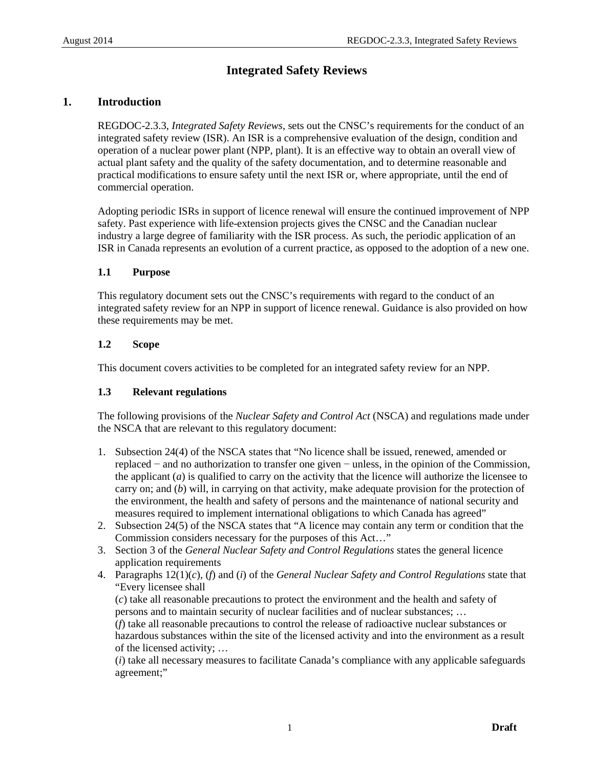# Integrated Safety Reviews

## 1. Introduction

REGDOC-2.3.3, *Integrated Safety Reviews*, sets out the CNSC's requirements for the conduct of an integrated safety review (ISR). An ISR is a comprehensive evaluation of the design, condition and operation of a nuclear power plant (NPP, plant). It is an effective way to obtain an overall view of actual plant safety and the quality of the safety documentation, and to determine reasonable and practical modifications to ensure safety until the next ISR or, where appropriate, until the end of commercial operation.

Adopting periodic ISRs in support of licence renewal will ensure the continued improvement of NPP safety. Past experience with life-extension projects gives the CNSC and the Canadian nuclear industry a large degree of familiarity with the ISR process. As such, the periodic application of an ISR in Canada represents an evolution of a current practice, as opposed to the adoption of a new one.

### 1.1 Purpose

This regulatory document sets out the CNSC's requirements with regard to the conduct of an integrated safety review for an NPP in support of licence renewal. Guidance is also provided on how these requirements may be met.

### 1.2 Scope

This document covers activities to be completed for an integrated safety review for an NPP.

### 1.3 Relevant regulations

The following provisions of the *Nuclear Safety and Control Act* (NSCA) and regulations made under the NSCA that are relevant to this regulatory document:

1. Subsection 24(4) of the NSCA states that "No licence shall be issued, renewed, amended or replaced − and no authorization to transfer one given − unless, in the opinion of the Commission, the applicant (*a*) is qualified to carry on the activity that the licence will authorize the licensee to carry on; and (*b*) will, in carrying on that activity, make adequate provision for the protection of the environment, the health and safety of persons and the maintenance of national security and measures required to implement international obligations to which Canada has agreed"
2. Subsection 24(5) of the NSCA states that "A licence may contain any term or condition that the Commission considers necessary for the purposes of this Act…"
3. Section 3 of the *General Nuclear Safety and Control Regulations* states the general licence application requirements
4. Paragraphs 12(1)(*c*), (*f*) and (*i*) of the *General Nuclear Safety and Control Regulations* state that "Every licensee shall
   (*c*) take all reasonable precautions to protect the environment and the health and safety of persons and to maintain security of nuclear facilities and of nuclear substances; …
   (*f*) take all reasonable precautions to control the release of radioactive nuclear substances or hazardous substances within the site of the licensed activity and into the environment as a result of the licensed activity; …
   (*i*) take all necessary measures to facilitate Canada's compliance with any applicable safeguards agreement;"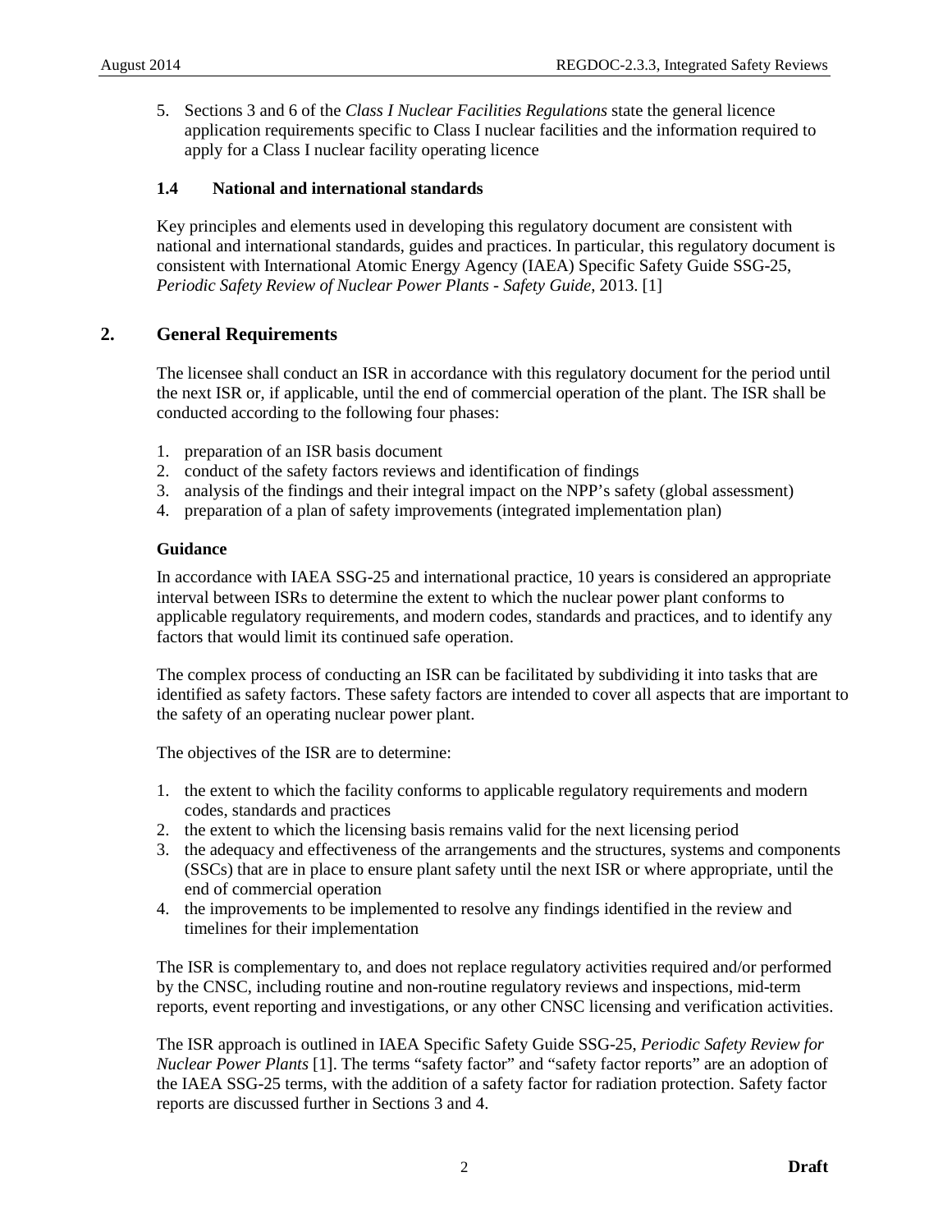5. Sections 3 and 6 of the *Class I Nuclear Facilities Regulations* state the general licence application requirements specific to Class I nuclear facilities and the information required to apply for a Class I nuclear facility operating licence

### 1.4 National and international standards

Key principles and elements used in developing this regulatory document are consistent with national and international standards, guides and practices. In particular, this regulatory document is consistent with International Atomic Energy Agency (IAEA) Specific Safety Guide SSG-25, *Periodic Safety Review of Nuclear Power Plants - Safety Guide*, 2013. [1]

## 2. General Requirements

The licensee shall conduct an ISR in accordance with this regulatory document for the period until the next ISR or, if applicable, until the end of commercial operation of the plant. The ISR shall be conducted according to the following four phases:

1. preparation of an ISR basis document
2. conduct of the safety factors reviews and identification of findings
3. analysis of the findings and their integral impact on the NPP's safety (global assessment)
4. preparation of a plan of safety improvements (integrated implementation plan)

**Guidance**

In accordance with IAEA SSG-25 and international practice, 10 years is considered an appropriate interval between ISRs to determine the extent to which the nuclear power plant conforms to applicable regulatory requirements, and modern codes, standards and practices, and to identify any factors that would limit its continued safe operation.

The complex process of conducting an ISR can be facilitated by subdividing it into tasks that are identified as safety factors. These safety factors are intended to cover all aspects that are important to the safety of an operating nuclear power plant.

The objectives of the ISR are to determine:

1. the extent to which the facility conforms to applicable regulatory requirements and modern codes, standards and practices
2. the extent to which the licensing basis remains valid for the next licensing period
3. the adequacy and effectiveness of the arrangements and the structures, systems and components (SSCs) that are in place to ensure plant safety until the next ISR or where appropriate, until the end of commercial operation
4. the improvements to be implemented to resolve any findings identified in the review and timelines for their implementation

The ISR is complementary to, and does not replace regulatory activities required and/or performed by the CNSC, including routine and non-routine regulatory reviews and inspections, mid-term reports, event reporting and investigations, or any other CNSC licensing and verification activities.

The ISR approach is outlined in IAEA Specific Safety Guide SSG-25, *Periodic Safety Review for Nuclear Power Plants* [1]. The terms "safety factor" and "safety factor reports" are an adoption of the IAEA SSG-25 terms, with the addition of a safety factor for radiation protection. Safety factor reports are discussed further in Sections 3 and 4.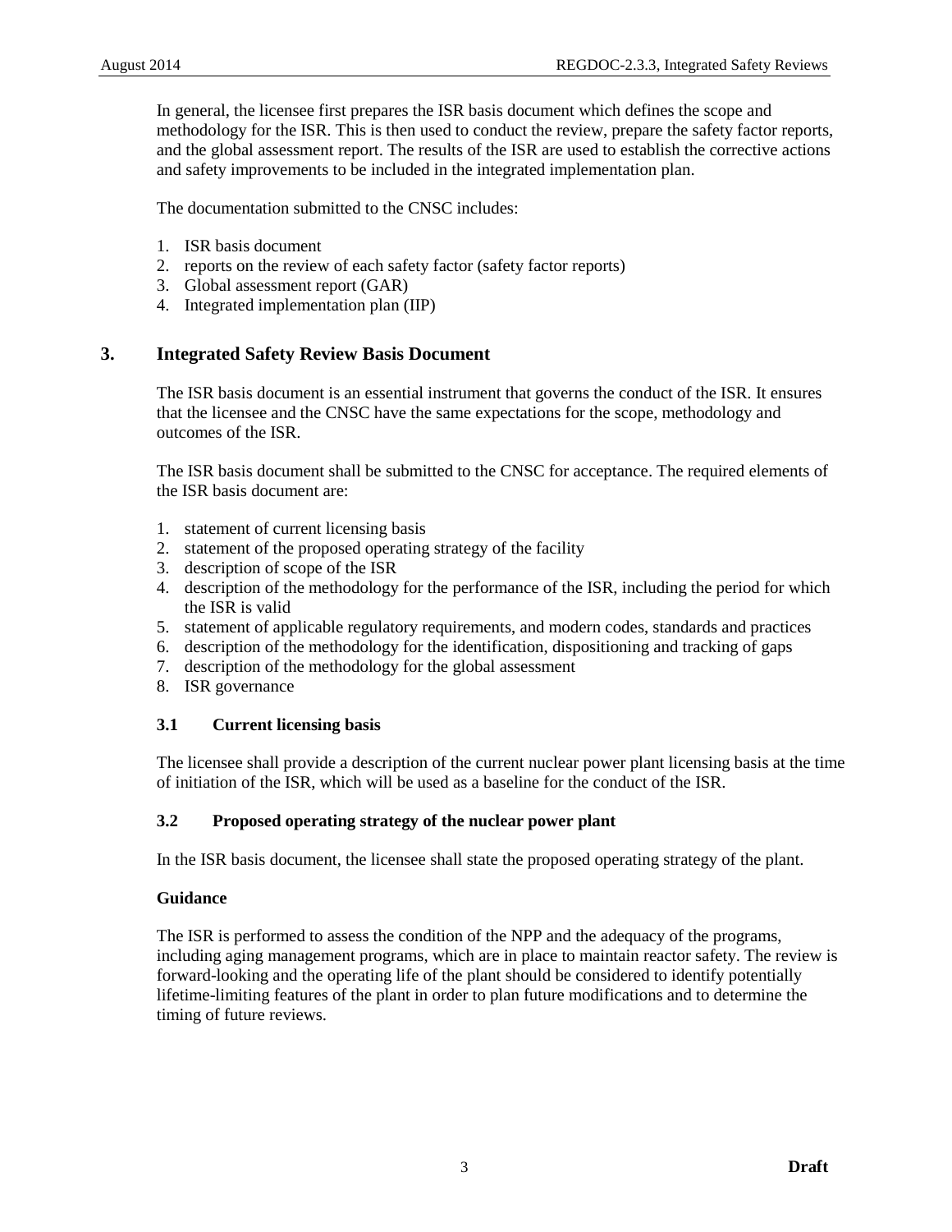In general, the licensee first prepares the ISR basis document which defines the scope and methodology for the ISR. This is then used to conduct the review, prepare the safety factor reports, and the global assessment report. The results of the ISR are used to establish the corrective actions and safety improvements to be included in the integrated implementation plan.

The documentation submitted to the CNSC includes:

1. ISR basis document
2. reports on the review of each safety factor (safety factor reports)
3. Global assessment report (GAR)
4. Integrated implementation plan (IIP)

# 3. Integrated Safety Review Basis Document

The ISR basis document is an essential instrument that governs the conduct of the ISR. It ensures that the licensee and the CNSC have the same expectations for the scope, methodology and outcomes of the ISR.

The ISR basis document shall be submitted to the CNSC for acceptance. The required elements of the ISR basis document are:

1. statement of current licensing basis
2. statement of the proposed operating strategy of the facility
3. description of scope of the ISR
4. description of the methodology for the performance of the ISR, including the period for which the ISR is valid
5. statement of applicable regulatory requirements, and modern codes, standards and practices
6. description of the methodology for the identification, dispositioning and tracking of gaps
7. description of the methodology for the global assessment
8. ISR governance

## 3.1 Current licensing basis

The licensee shall provide a description of the current nuclear power plant licensing basis at the time of initiation of the ISR, which will be used as a baseline for the conduct of the ISR.

## 3.2 Proposed operating strategy of the nuclear power plant

In the ISR basis document, the licensee shall state the proposed operating strategy of the plant.

**Guidance**

The ISR is performed to assess the condition of the NPP and the adequacy of the programs, including aging management programs, which are in place to maintain reactor safety. The review is forward-looking and the operating life of the plant should be considered to identify potentially lifetime-limiting features of the plant in order to plan future modifications and to determine the timing of future reviews.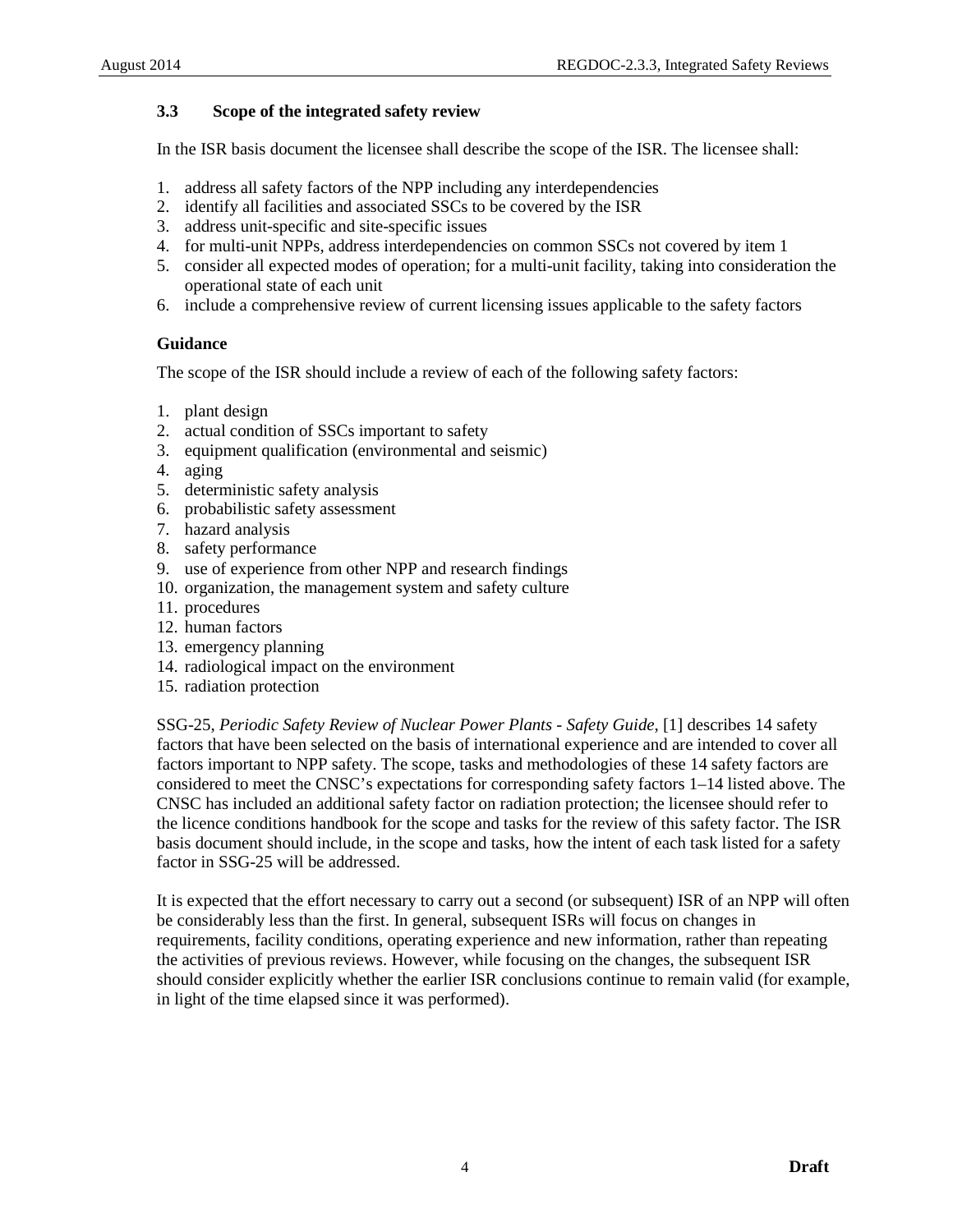### 3.3 Scope of the integrated safety review

In the ISR basis document the licensee shall describe the scope of the ISR. The licensee shall:

1. address all safety factors of the NPP including any interdependencies
2. identify all facilities and associated SSCs to be covered by the ISR
3. address unit-specific and site-specific issues
4. for multi-unit NPPs, address interdependencies on common SSCs not covered by item 1
5. consider all expected modes of operation; for a multi-unit facility, taking into consideration the operational state of each unit
6. include a comprehensive review of current licensing issues applicable to the safety factors

**Guidance**

The scope of the ISR should include a review of each of the following safety factors:

1. plant design
2. actual condition of SSCs important to safety
3. equipment qualification (environmental and seismic)
4. aging
5. deterministic safety analysis
6. probabilistic safety assessment
7. hazard analysis
8. safety performance
9. use of experience from other NPP and research findings
10. organization, the management system and safety culture
11. procedures
12. human factors
13. emergency planning
14. radiological impact on the environment
15. radiation protection

SSG-25, *Periodic Safety Review of Nuclear Power Plants - Safety Guide,* [1] describes 14 safety factors that have been selected on the basis of international experience and are intended to cover all factors important to NPP safety. The scope, tasks and methodologies of these 14 safety factors are considered to meet the CNSC's expectations for corresponding safety factors 1–14 listed above. The CNSC has included an additional safety factor on radiation protection; the licensee should refer to the licence conditions handbook for the scope and tasks for the review of this safety factor. The ISR basis document should include, in the scope and tasks, how the intent of each task listed for a safety factor in SSG-25 will be addressed.

It is expected that the effort necessary to carry out a second (or subsequent) ISR of an NPP will often be considerably less than the first. In general, subsequent ISRs will focus on changes in requirements, facility conditions, operating experience and new information, rather than repeating the activities of previous reviews. However, while focusing on the changes, the subsequent ISR should consider explicitly whether the earlier ISR conclusions continue to remain valid (for example, in light of the time elapsed since it was performed).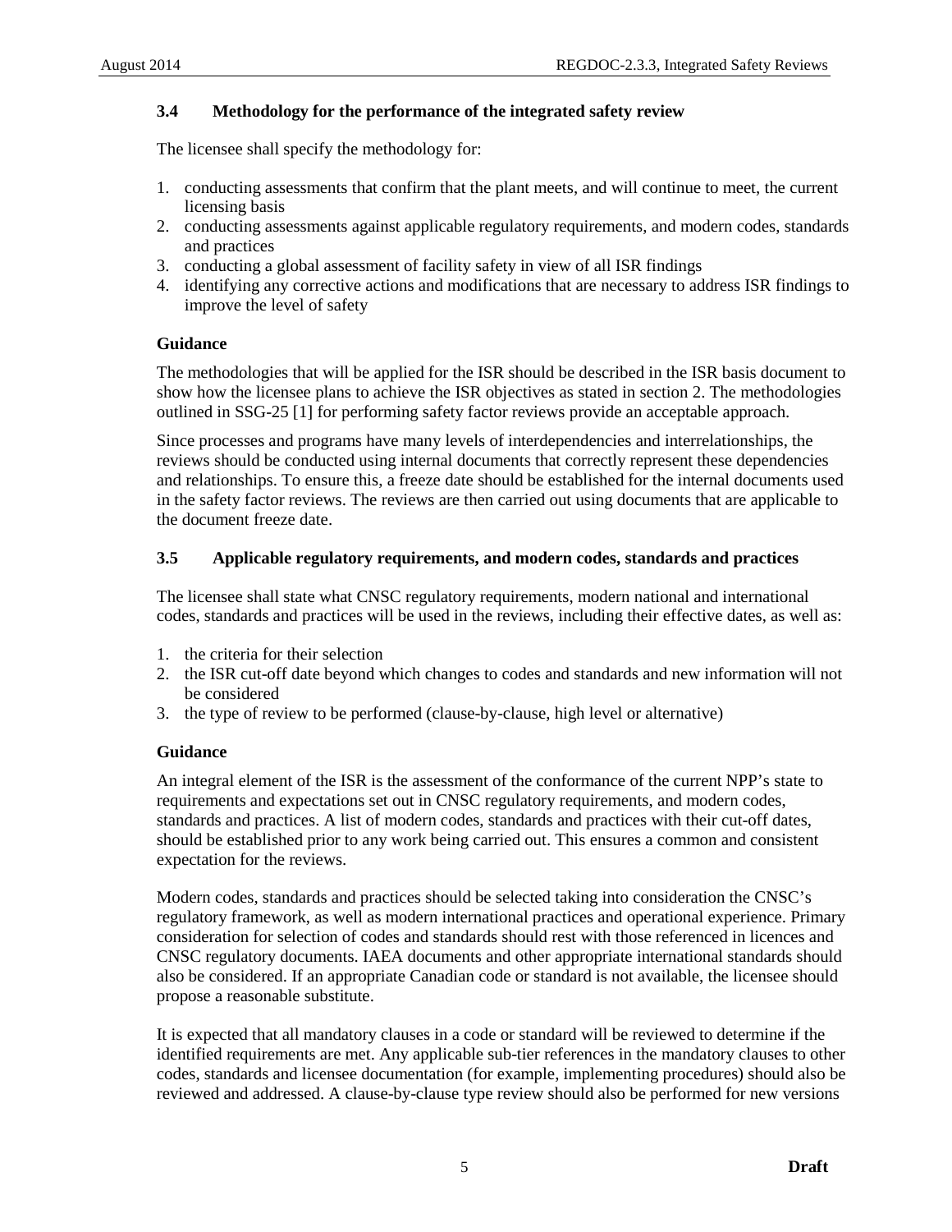### 3.4 Methodology for the performance of the integrated safety review

The licensee shall specify the methodology for:

1. conducting assessments that confirm that the plant meets, and will continue to meet, the current licensing basis
2. conducting assessments against applicable regulatory requirements, and modern codes, standards and practices
3. conducting a global assessment of facility safety in view of all ISR findings
4. identifying any corrective actions and modifications that are necessary to address ISR findings to improve the level of safety

**Guidance**

The methodologies that will be applied for the ISR should be described in the ISR basis document to show how the licensee plans to achieve the ISR objectives as stated in section 2. The methodologies outlined in SSG-25 [1] for performing safety factor reviews provide an acceptable approach.

Since processes and programs have many levels of interdependencies and interrelationships, the reviews should be conducted using internal documents that correctly represent these dependencies and relationships. To ensure this, a freeze date should be established for the internal documents used in the safety factor reviews. The reviews are then carried out using documents that are applicable to the document freeze date.

### 3.5 Applicable regulatory requirements, and modern codes, standards and practices

The licensee shall state what CNSC regulatory requirements, modern national and international codes, standards and practices will be used in the reviews, including their effective dates, as well as:

1. the criteria for their selection
2. the ISR cut-off date beyond which changes to codes and standards and new information will not be considered
3. the type of review to be performed (clause-by-clause, high level or alternative)

**Guidance**

An integral element of the ISR is the assessment of the conformance of the current NPP's state to requirements and expectations set out in CNSC regulatory requirements, and modern codes, standards and practices. A list of modern codes, standards and practices with their cut-off dates, should be established prior to any work being carried out. This ensures a common and consistent expectation for the reviews.

Modern codes, standards and practices should be selected taking into consideration the CNSC's regulatory framework, as well as modern international practices and operational experience. Primary consideration for selection of codes and standards should rest with those referenced in licences and CNSC regulatory documents. IAEA documents and other appropriate international standards should also be considered. If an appropriate Canadian code or standard is not available, the licensee should propose a reasonable substitute.

It is expected that all mandatory clauses in a code or standard will be reviewed to determine if the identified requirements are met. Any applicable sub-tier references in the mandatory clauses to other codes, standards and licensee documentation (for example, implementing procedures) should also be reviewed and addressed. A clause-by-clause type review should also be performed for new versions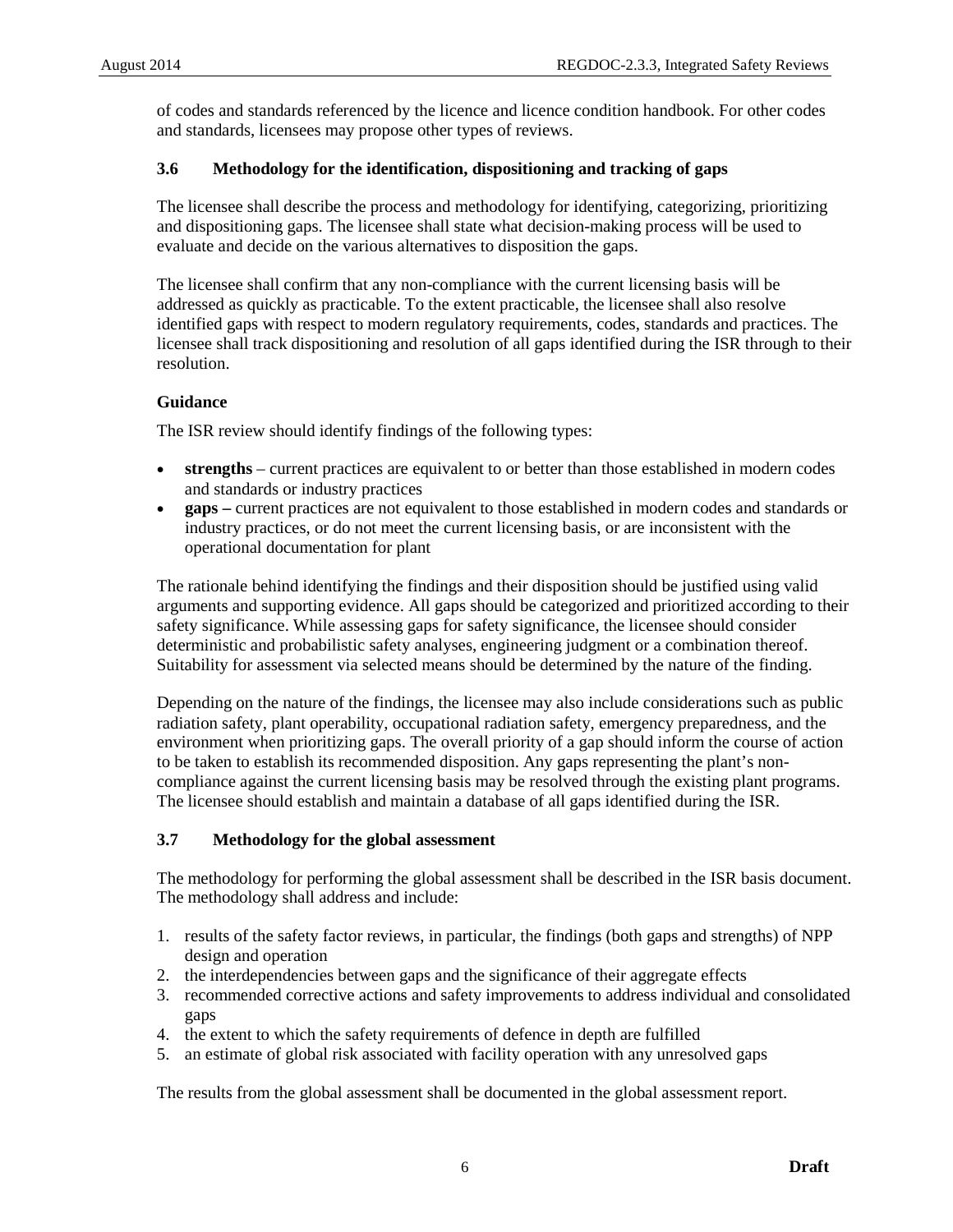of codes and standards referenced by the licence and licence condition handbook. For other codes and standards, licensees may propose other types of reviews.

### 3.6 Methodology for the identification, dispositioning and tracking of gaps

The licensee shall describe the process and methodology for identifying, categorizing, prioritizing and dispositioning gaps. The licensee shall state what decision-making process will be used to evaluate and decide on the various alternatives to disposition the gaps.

The licensee shall confirm that any non-compliance with the current licensing basis will be addressed as quickly as practicable. To the extent practicable, the licensee shall also resolve identified gaps with respect to modern regulatory requirements, codes, standards and practices. The licensee shall track dispositioning and resolution of all gaps identified during the ISR through to their resolution.

**Guidance**

The ISR review should identify findings of the following types:

- **strengths** – current practices are equivalent to or better than those established in modern codes and standards or industry practices
- **gaps –** current practices are not equivalent to those established in modern codes and standards or industry practices, or do not meet the current licensing basis, or are inconsistent with the operational documentation for plant

The rationale behind identifying the findings and their disposition should be justified using valid arguments and supporting evidence. All gaps should be categorized and prioritized according to their safety significance. While assessing gaps for safety significance, the licensee should consider deterministic and probabilistic safety analyses, engineering judgment or a combination thereof. Suitability for assessment via selected means should be determined by the nature of the finding.

Depending on the nature of the findings, the licensee may also include considerations such as public radiation safety, plant operability, occupational radiation safety, emergency preparedness, and the environment when prioritizing gaps. The overall priority of a gap should inform the course of action to be taken to establish its recommended disposition. Any gaps representing the plant's non-compliance against the current licensing basis may be resolved through the existing plant programs. The licensee should establish and maintain a database of all gaps identified during the ISR.

### 3.7 Methodology for the global assessment

The methodology for performing the global assessment shall be described in the ISR basis document. The methodology shall address and include:

1. results of the safety factor reviews, in particular, the findings (both gaps and strengths) of NPP design and operation
2. the interdependencies between gaps and the significance of their aggregate effects
3. recommended corrective actions and safety improvements to address individual and consolidated gaps
4. the extent to which the safety requirements of defence in depth are fulfilled
5. an estimate of global risk associated with facility operation with any unresolved gaps

The results from the global assessment shall be documented in the global assessment report.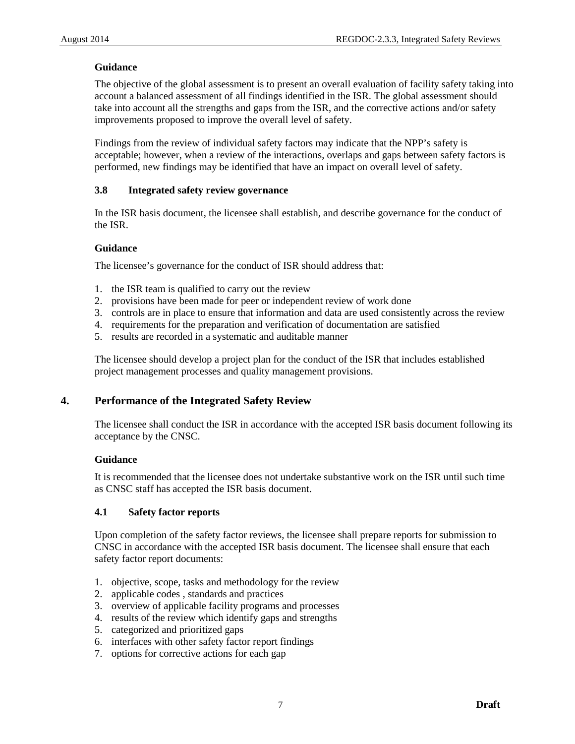**Guidance**

The objective of the global assessment is to present an overall evaluation of facility safety taking into account a balanced assessment of all findings identified in the ISR. The global assessment should take into account all the strengths and gaps from the ISR, and the corrective actions and/or safety improvements proposed to improve the overall level of safety.

Findings from the review of individual safety factors may indicate that the NPP's safety is acceptable; however, when a review of the interactions, overlaps and gaps between safety factors is performed, new findings may be identified that have an impact on overall level of safety.

### 3.8 Integrated safety review governance

In the ISR basis document, the licensee shall establish, and describe governance for the conduct of the ISR.

**Guidance**

The licensee's governance for the conduct of ISR should address that:

1. the ISR team is qualified to carry out the review
2. provisions have been made for peer or independent review of work done
3. controls are in place to ensure that information and data are used consistently across the review
4. requirements for the preparation and verification of documentation are satisfied
5. results are recorded in a systematic and auditable manner

The licensee should develop a project plan for the conduct of the ISR that includes established project management processes and quality management provisions.

## 4. Performance of the Integrated Safety Review

The licensee shall conduct the ISR in accordance with the accepted ISR basis document following its acceptance by the CNSC.

**Guidance**

It is recommended that the licensee does not undertake substantive work on the ISR until such time as CNSC staff has accepted the ISR basis document.

### 4.1 Safety factor reports

Upon completion of the safety factor reviews, the licensee shall prepare reports for submission to CNSC in accordance with the accepted ISR basis document. The licensee shall ensure that each safety factor report documents:

1. objective, scope, tasks and methodology for the review
2. applicable codes , standards and practices
3. overview of applicable facility programs and processes
4. results of the review which identify gaps and strengths
5. categorized and prioritized gaps
6. interfaces with other safety factor report findings
7. options for corrective actions for each gap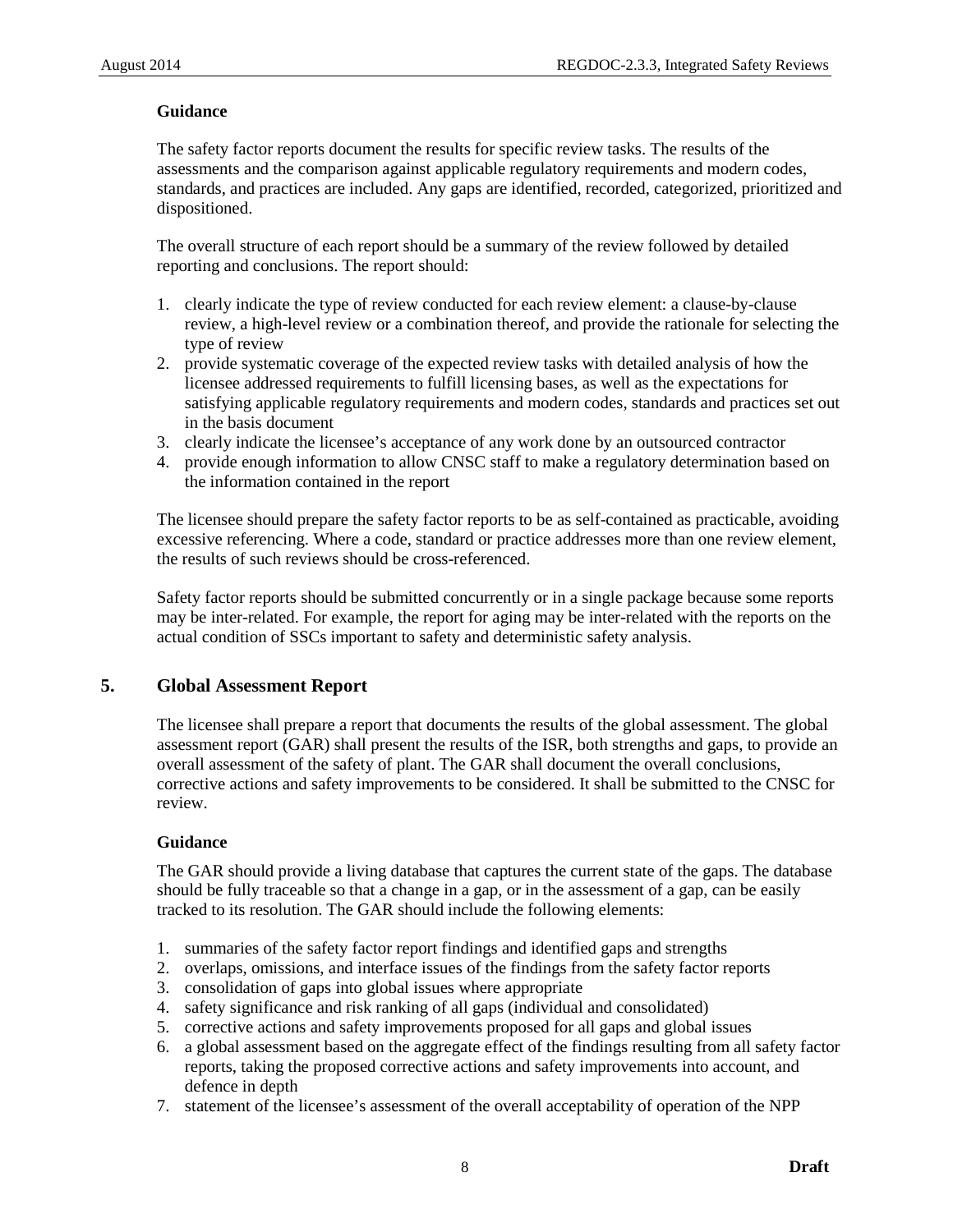**Guidance**

The safety factor reports document the results for specific review tasks. The results of the assessments and the comparison against applicable regulatory requirements and modern codes, standards, and practices are included. Any gaps are identified, recorded, categorized, prioritized and dispositioned.

The overall structure of each report should be a summary of the review followed by detailed reporting and conclusions. The report should:

1. clearly indicate the type of review conducted for each review element: a clause-by-clause review, a high-level review or a combination thereof, and provide the rationale for selecting the type of review
2. provide systematic coverage of the expected review tasks with detailed analysis of how the licensee addressed requirements to fulfill licensing bases, as well as the expectations for satisfying applicable regulatory requirements and modern codes, standards and practices set out in the basis document
3. clearly indicate the licensee's acceptance of any work done by an outsourced contractor
4. provide enough information to allow CNSC staff to make a regulatory determination based on the information contained in the report

The licensee should prepare the safety factor reports to be as self-contained as practicable, avoiding excessive referencing. Where a code, standard or practice addresses more than one review element, the results of such reviews should be cross-referenced.

Safety factor reports should be submitted concurrently or in a single package because some reports may be inter-related. For example, the report for aging may be inter-related with the reports on the actual condition of SSCs important to safety and deterministic safety analysis.

## 5. Global Assessment Report

The licensee shall prepare a report that documents the results of the global assessment. The global assessment report (GAR) shall present the results of the ISR, both strengths and gaps, to provide an overall assessment of the safety of plant. The GAR shall document the overall conclusions, corrective actions and safety improvements to be considered. It shall be submitted to the CNSC for review.

**Guidance**

The GAR should provide a living database that captures the current state of the gaps. The database should be fully traceable so that a change in a gap, or in the assessment of a gap, can be easily tracked to its resolution. The GAR should include the following elements:

1. summaries of the safety factor report findings and identified gaps and strengths
2. overlaps, omissions, and interface issues of the findings from the safety factor reports
3. consolidation of gaps into global issues where appropriate
4. safety significance and risk ranking of all gaps (individual and consolidated)
5. corrective actions and safety improvements proposed for all gaps and global issues
6. a global assessment based on the aggregate effect of the findings resulting from all safety factor reports, taking the proposed corrective actions and safety improvements into account, and defence in depth
7. statement of the licensee's assessment of the overall acceptability of operation of the NPP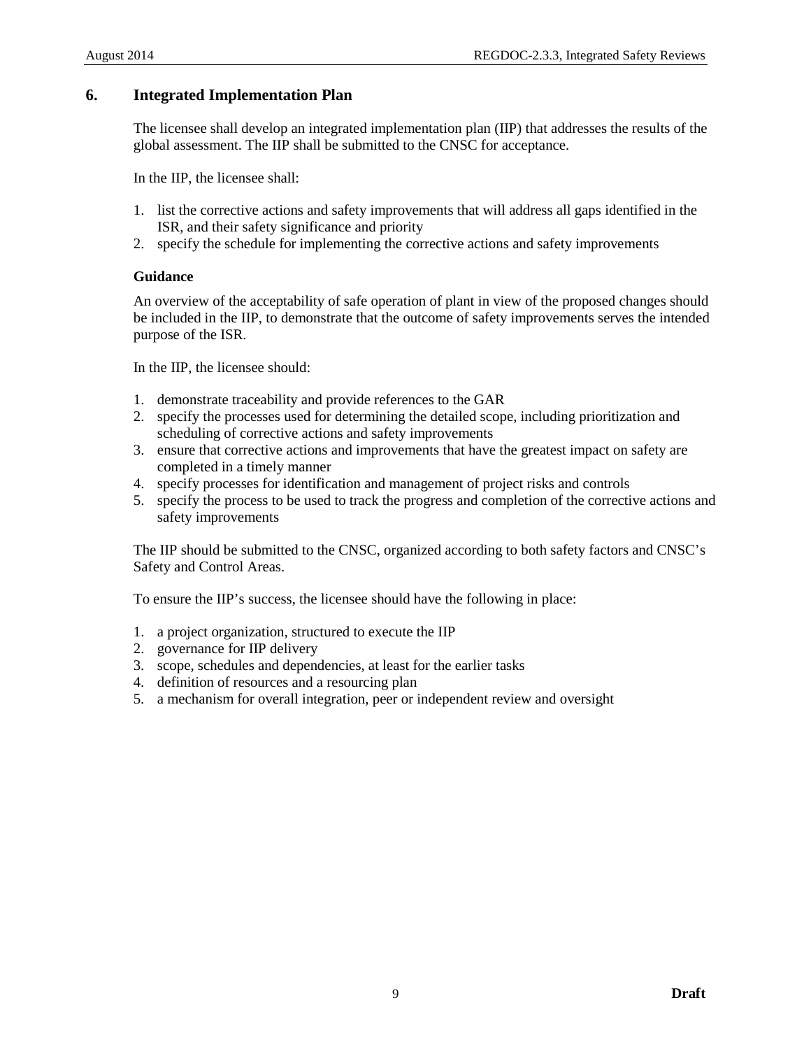## 6. Integrated Implementation Plan

The licensee shall develop an integrated implementation plan (IIP) that addresses the results of the global assessment. The IIP shall be submitted to the CNSC for acceptance.

In the IIP, the licensee shall:

1. list the corrective actions and safety improvements that will address all gaps identified in the ISR, and their safety significance and priority
2. specify the schedule for implementing the corrective actions and safety improvements

**Guidance**

An overview of the acceptability of safe operation of plant in view of the proposed changes should be included in the IIP, to demonstrate that the outcome of safety improvements serves the intended purpose of the ISR.

In the IIP, the licensee should:

1. demonstrate traceability and provide references to the GAR
2. specify the processes used for determining the detailed scope, including prioritization and scheduling of corrective actions and safety improvements
3. ensure that corrective actions and improvements that have the greatest impact on safety are completed in a timely manner
4. specify processes for identification and management of project risks and controls
5. specify the process to be used to track the progress and completion of the corrective actions and safety improvements

The IIP should be submitted to the CNSC, organized according to both safety factors and CNSC's Safety and Control Areas.

To ensure the IIP's success, the licensee should have the following in place:

1. a project organization, structured to execute the IIP
2. governance for IIP delivery
3. scope, schedules and dependencies, at least for the earlier tasks
4. definition of resources and a resourcing plan
5. a mechanism for overall integration, peer or independent review and oversight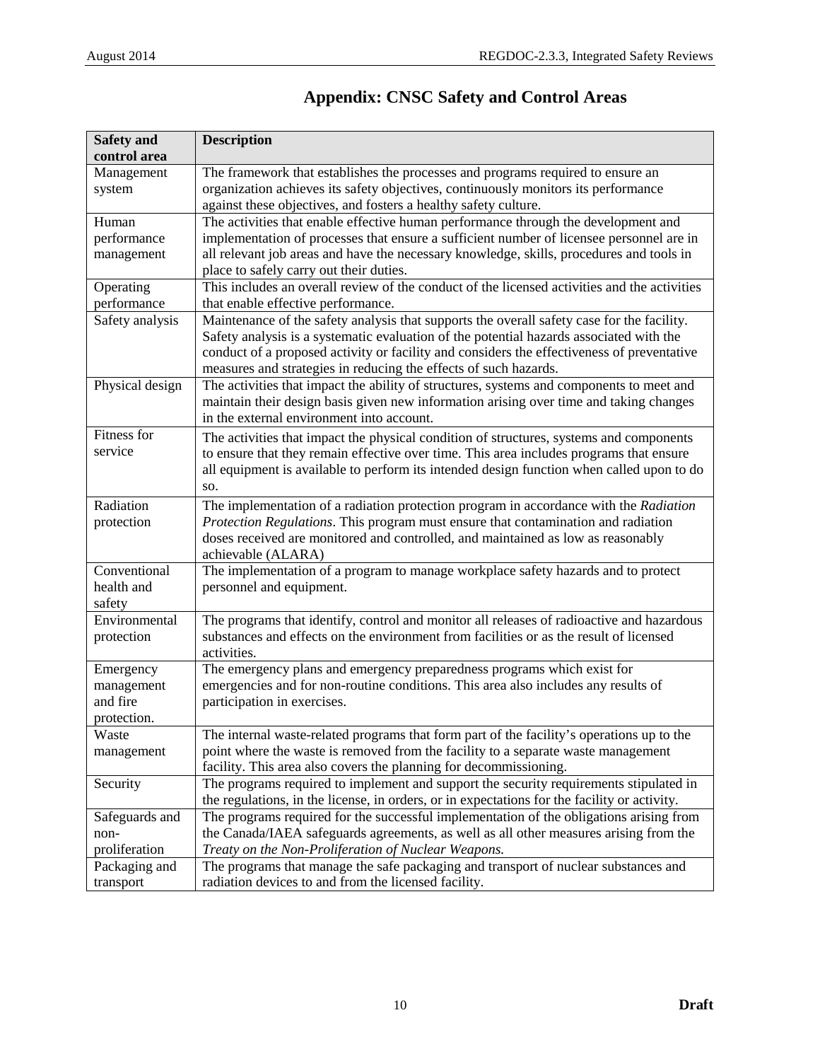# Appendix: CNSC Safety and Control Areas

| Safety and control area | Description |
|---|---|
| Management system | The framework that establishes the processes and programs required to ensure an organization achieves its safety objectives, continuously monitors its performance against these objectives, and fosters a healthy safety culture. |
| Human performance management | The activities that enable effective human performance through the development and implementation of processes that ensure a sufficient number of licensee personnel are in all relevant job areas and have the necessary knowledge, skills, procedures and tools in place to safely carry out their duties. |
| Operating performance | This includes an overall review of the conduct of the licensed activities and the activities that enable effective performance. |
| Safety analysis | Maintenance of the safety analysis that supports the overall safety case for the facility. Safety analysis is a systematic evaluation of the potential hazards associated with the conduct of a proposed activity or facility and considers the effectiveness of preventative measures and strategies in reducing the effects of such hazards. |
| Physical design | The activities that impact the ability of structures, systems and components to meet and maintain their design basis given new information arising over time and taking changes in the external environment into account. |
| Fitness for service | The activities that impact the physical condition of structures, systems and components to ensure that they remain effective over time. This area includes programs that ensure all equipment is available to perform its intended design function when called upon to do so. |
| Radiation protection | The implementation of a radiation protection program in accordance with the *Radiation Protection Regulations*. This program must ensure that contamination and radiation doses received are monitored and controlled, and maintained as low as reasonably achievable (ALARA) |
| Conventional health and safety | The implementation of a program to manage workplace safety hazards and to protect personnel and equipment. |
| Environmental protection | The programs that identify, control and monitor all releases of radioactive and hazardous substances and effects on the environment from facilities or as the result of licensed activities. |
| Emergency management and fire protection. | The emergency plans and emergency preparedness programs which exist for emergencies and for non-routine conditions. This area also includes any results of participation in exercises. |
| Waste management | The internal waste-related programs that form part of the facility's operations up to the point where the waste is removed from the facility to a separate waste management facility. This area also covers the planning for decommissioning. |
| Security | The programs required to implement and support the security requirements stipulated in the regulations, in the license, in orders, or in expectations for the facility or activity. |
| Safeguards and non-proliferation | The programs required for the successful implementation of the obligations arising from the Canada/IAEA safeguards agreements, as well as all other measures arising from the *Treaty on the Non-Proliferation of Nuclear Weapons.* |
| Packaging and transport | The programs that manage the safe packaging and transport of nuclear substances and radiation devices to and from the licensed facility. |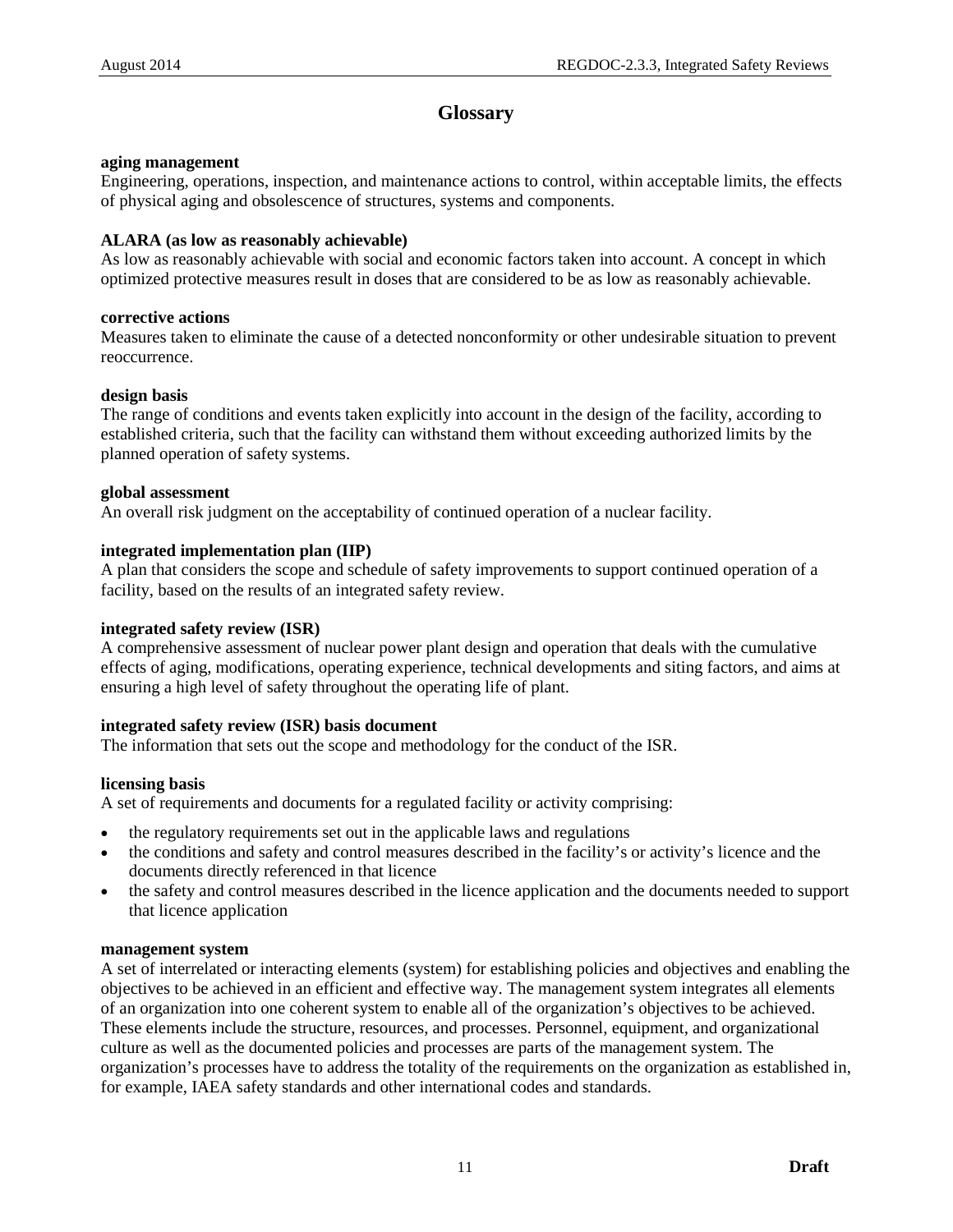# Glossary

**aging management**
Engineering, operations, inspection, and maintenance actions to control, within acceptable limits, the effects of physical aging and obsolescence of structures, systems and components.

**ALARA (as low as reasonably achievable)**
As low as reasonably achievable with social and economic factors taken into account. A concept in which optimized protective measures result in doses that are considered to be as low as reasonably achievable.

**corrective actions**
Measures taken to eliminate the cause of a detected nonconformity or other undesirable situation to prevent reoccurrence.

**design basis**
The range of conditions and events taken explicitly into account in the design of the facility, according to established criteria, such that the facility can withstand them without exceeding authorized limits by the planned operation of safety systems.

**global assessment**
An overall risk judgment on the acceptability of continued operation of a nuclear facility.

**integrated implementation plan (IIP)**
A plan that considers the scope and schedule of safety improvements to support continued operation of a facility, based on the results of an integrated safety review.

**integrated safety review (ISR)**
A comprehensive assessment of nuclear power plant design and operation that deals with the cumulative effects of aging, modifications, operating experience, technical developments and siting factors, and aims at ensuring a high level of safety throughout the operating life of plant.

**integrated safety review (ISR) basis document**
The information that sets out the scope and methodology for the conduct of the ISR.

**licensing basis**
A set of requirements and documents for a regulated facility or activity comprising:

- the regulatory requirements set out in the applicable laws and regulations
- the conditions and safety and control measures described in the facility's or activity's licence and the documents directly referenced in that licence
- the safety and control measures described in the licence application and the documents needed to support that licence application

**management system**
A set of interrelated or interacting elements (system) for establishing policies and objectives and enabling the objectives to be achieved in an efficient and effective way. The management system integrates all elements of an organization into one coherent system to enable all of the organization's objectives to be achieved. These elements include the structure, resources, and processes. Personnel, equipment, and organizational culture as well as the documented policies and processes are parts of the management system. The organization's processes have to address the totality of the requirements on the organization as established in, for example, IAEA safety standards and other international codes and standards.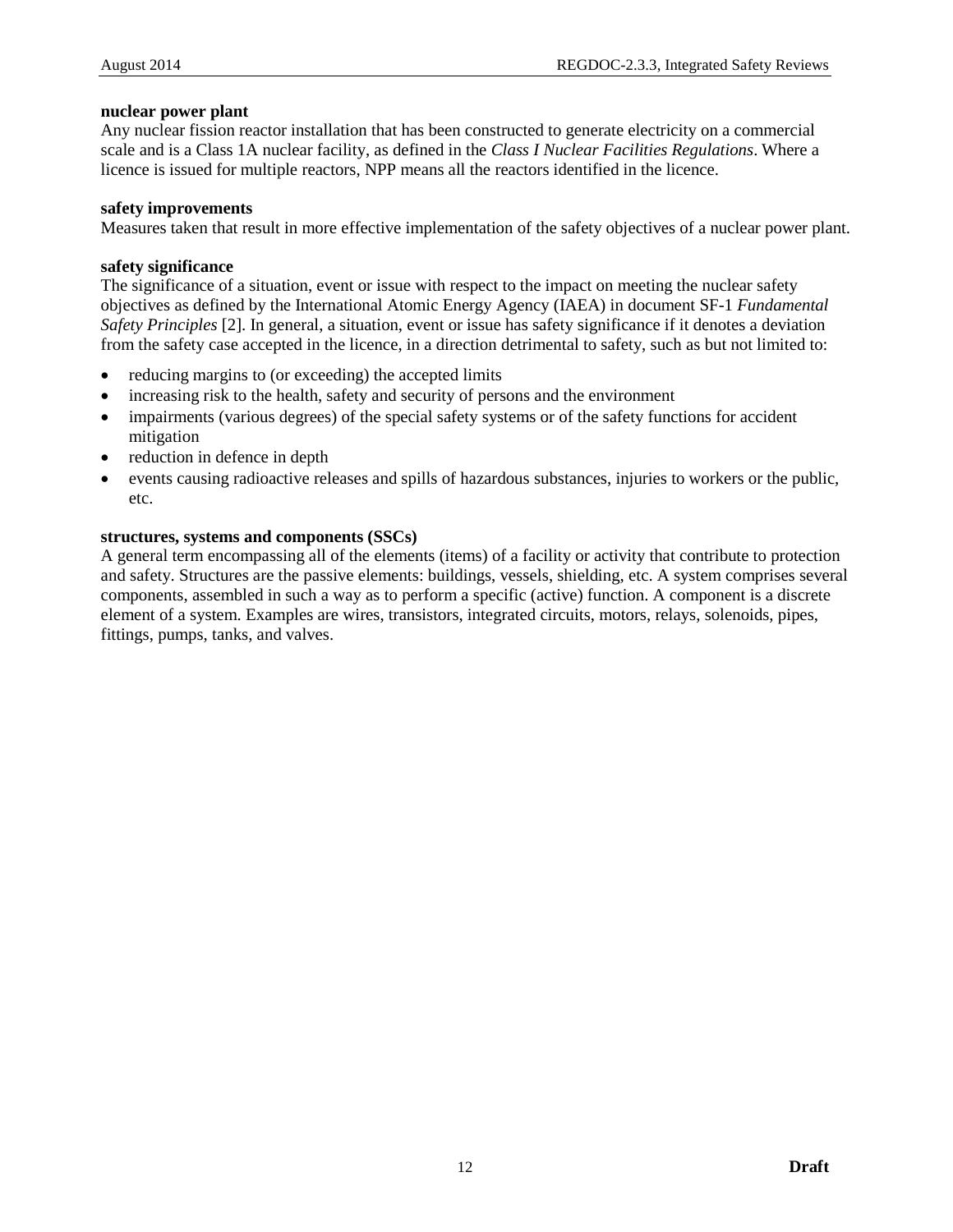**nuclear power plant**
Any nuclear fission reactor installation that has been constructed to generate electricity on a commercial scale and is a Class 1A nuclear facility, as defined in the *Class I Nuclear Facilities Regulations*. Where a licence is issued for multiple reactors, NPP means all the reactors identified in the licence.

**safety improvements**
Measures taken that result in more effective implementation of the safety objectives of a nuclear power plant.

**safety significance**
The significance of a situation, event or issue with respect to the impact on meeting the nuclear safety objectives as defined by the International Atomic Energy Agency (IAEA) in document SF-1 *Fundamental Safety Principles* [2]. In general, a situation, event or issue has safety significance if it denotes a deviation from the safety case accepted in the licence, in a direction detrimental to safety, such as but not limited to:

- reducing margins to (or exceeding) the accepted limits
- increasing risk to the health, safety and security of persons and the environment
- impairments (various degrees) of the special safety systems or of the safety functions for accident mitigation
- reduction in defence in depth
- events causing radioactive releases and spills of hazardous substances, injuries to workers or the public, etc.

**structures, systems and components (SSCs)**
A general term encompassing all of the elements (items) of a facility or activity that contribute to protection and safety. Structures are the passive elements: buildings, vessels, shielding, etc. A system comprises several components, assembled in such a way as to perform a specific (active) function. A component is a discrete element of a system. Examples are wires, transistors, integrated circuits, motors, relays, solenoids, pipes, fittings, pumps, tanks, and valves.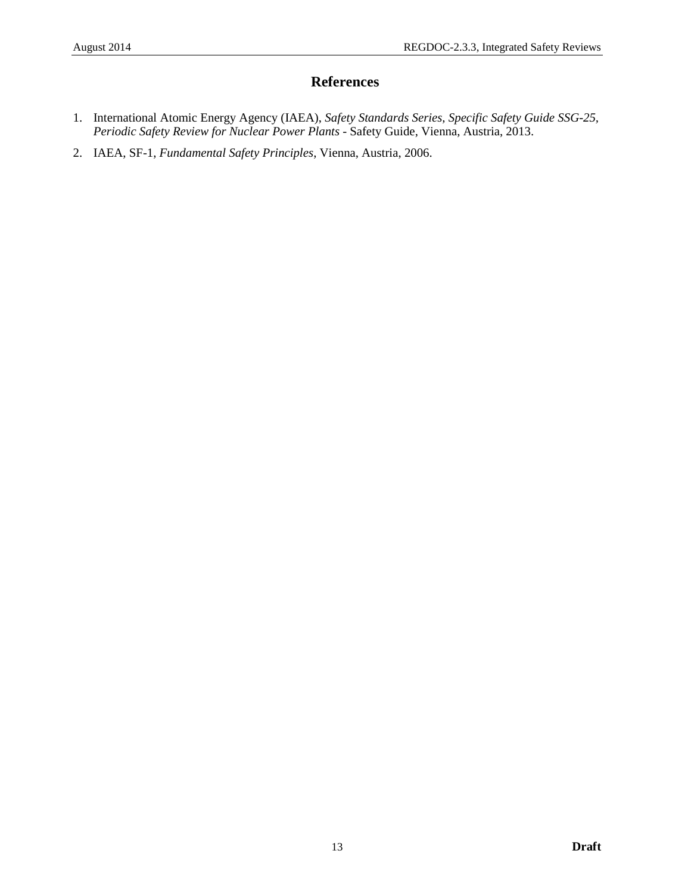# References

1. International Atomic Energy Agency (IAEA), *Safety Standards Series, Specific Safety Guide SSG-25, Periodic Safety Review for Nuclear Power Plants* - Safety Guide, Vienna, Austria, 2013.
2. IAEA, SF-1, *Fundamental Safety Principles*, Vienna, Austria, 2006.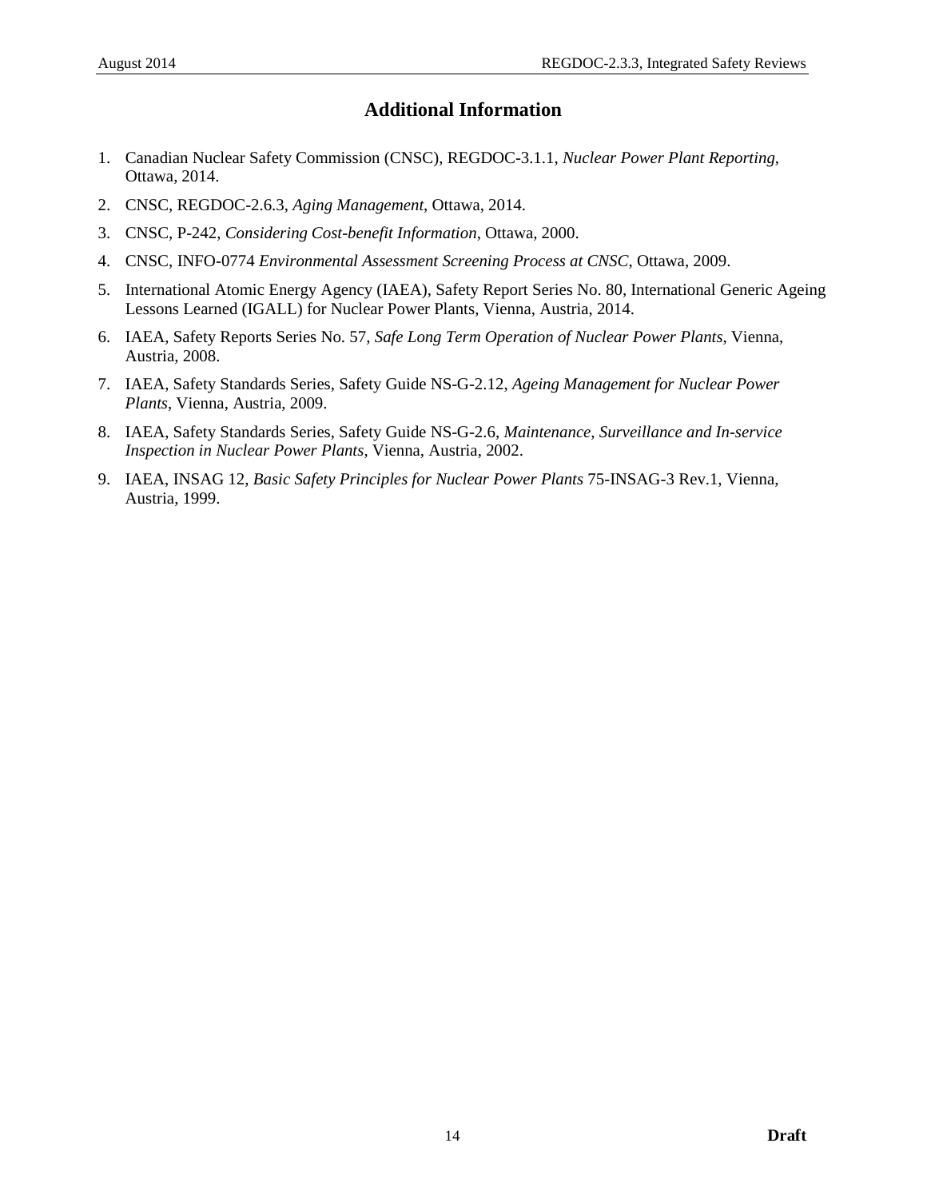## Additional Information

1. Canadian Nuclear Safety Commission (CNSC), REGDOC-3.1.1, *Nuclear Power Plant Reporting*, Ottawa, 2014.
2. CNSC, REGDOC-2.6.3, *Aging Management*, Ottawa, 2014.
3. CNSC, P-242, *Considering Cost-benefit Information*, Ottawa, 2000.
4. CNSC, INFO-0774 *Environmental Assessment Screening Process at CNSC*, Ottawa, 2009.
5. International Atomic Energy Agency (IAEA), Safety Report Series No. 80, International Generic Ageing Lessons Learned (IGALL) for Nuclear Power Plants, Vienna, Austria, 2014.
6. IAEA, Safety Reports Series No. 57, *Safe Long Term Operation of Nuclear Power Plants*, Vienna, Austria, 2008.
7. IAEA, Safety Standards Series, Safety Guide NS-G-2.12, *Ageing Management for Nuclear Power Plants*, Vienna, Austria, 2009.
8. IAEA, Safety Standards Series, Safety Guide NS-G-2.6, *Maintenance, Surveillance and In-service Inspection in Nuclear Power Plants*, Vienna, Austria, 2002.
9. IAEA, INSAG 12, *Basic Safety Principles for Nuclear Power Plants* 75-INSAG-3 Rev.1, Vienna, Austria, 1999.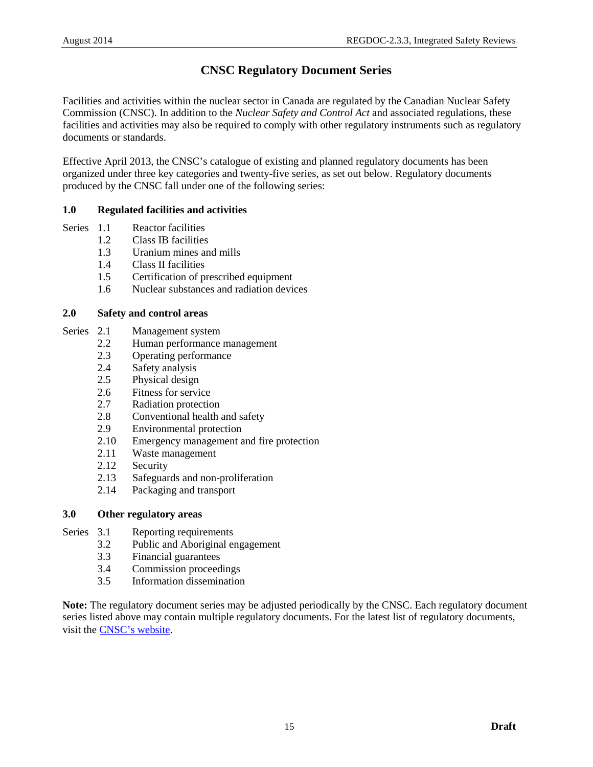# CNSC Regulatory Document Series

Facilities and activities within the nuclear sector in Canada are regulated by the Canadian Nuclear Safety Commission (CNSC). In addition to the *Nuclear Safety and Control Act* and associated regulations, these facilities and activities may also be required to comply with other regulatory instruments such as regulatory documents or standards.

Effective April 2013, the CNSC's catalogue of existing and planned regulatory documents has been organized under three key categories and twenty-five series, as set out below. Regulatory documents produced by the CNSC fall under one of the following series:

**1.0 Regulated facilities and activities**

Series 1.1 Reactor facilities
1.2 Class IB facilities
1.3 Uranium mines and mills
1.4 Class II facilities
1.5 Certification of prescribed equipment
1.6 Nuclear substances and radiation devices

**2.0 Safety and control areas**

Series 2.1 Management system
2.2 Human performance management
2.3 Operating performance
2.4 Safety analysis
2.5 Physical design
2.6 Fitness for service
2.7 Radiation protection
2.8 Conventional health and safety
2.9 Environmental protection
2.10 Emergency management and fire protection
2.11 Waste management
2.12 Security
2.13 Safeguards and non-proliferation
2.14 Packaging and transport

**3.0 Other regulatory areas**

Series 3.1 Reporting requirements
3.2 Public and Aboriginal engagement
3.3 Financial guarantees
3.4 Commission proceedings
3.5 Information dissemination

**Note:** The regulatory document series may be adjusted periodically by the CNSC. Each regulatory document series listed above may contain multiple regulatory documents. For the latest list of regulatory documents, visit the CNSC's website.